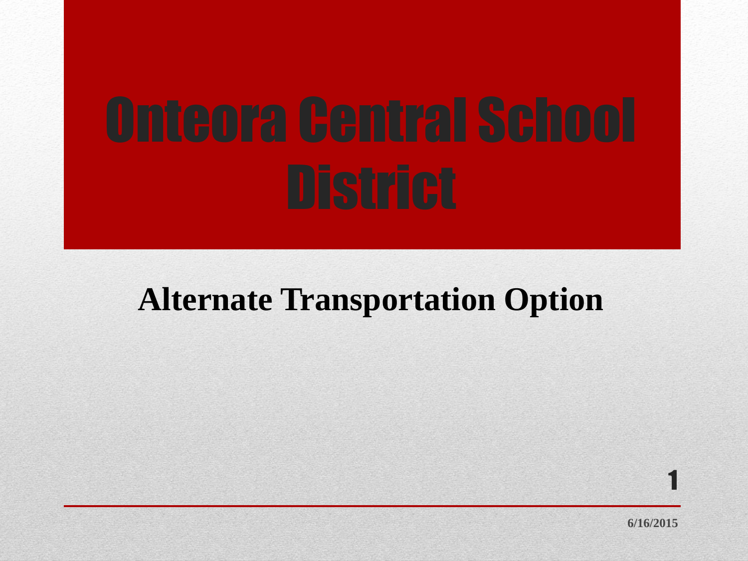# Onteora Central School District

## Alternate Transportation Option

6/16/2015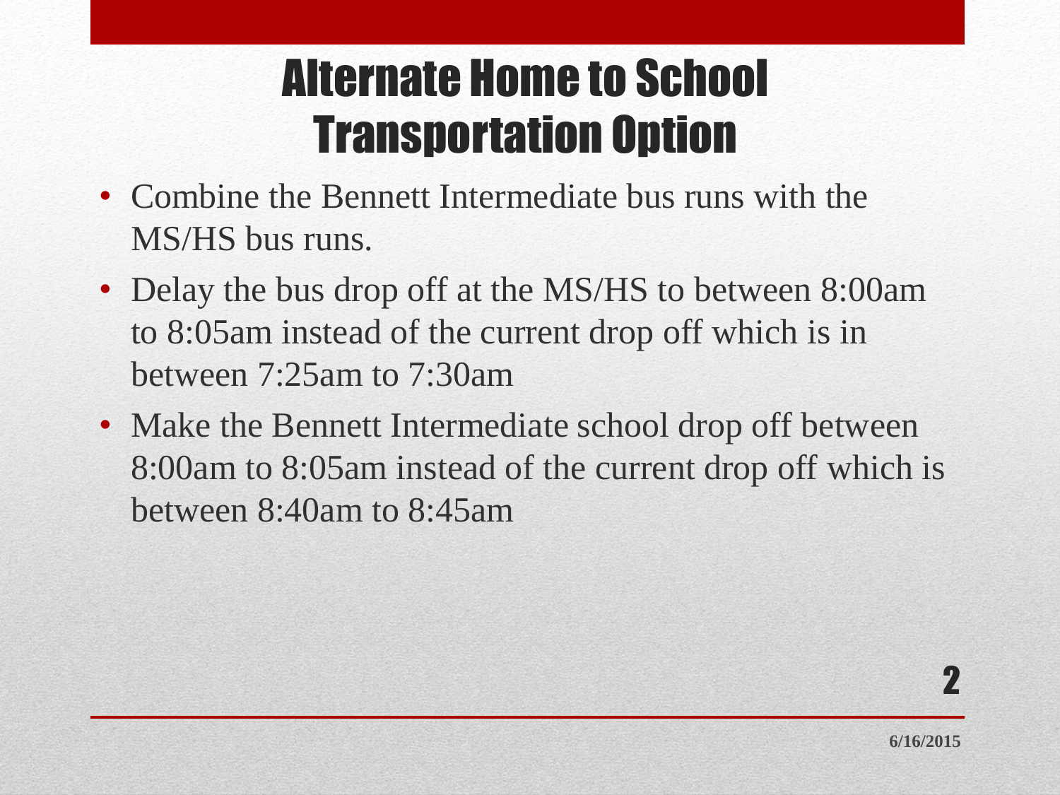# Alternate Home to School Transportation Option

- Combine the Bennett Intermediate bus runs with the MS/HS bus runs.
- Delay the bus drop off at the MS/HS to between 8:00am to 8:05am instead of the current drop off which is in between 7:25am to 7:30am
- Make the Bennett Intermediate school drop off between 8:00am to 8:05am instead of the current drop off which is between 8:40am to 8:45am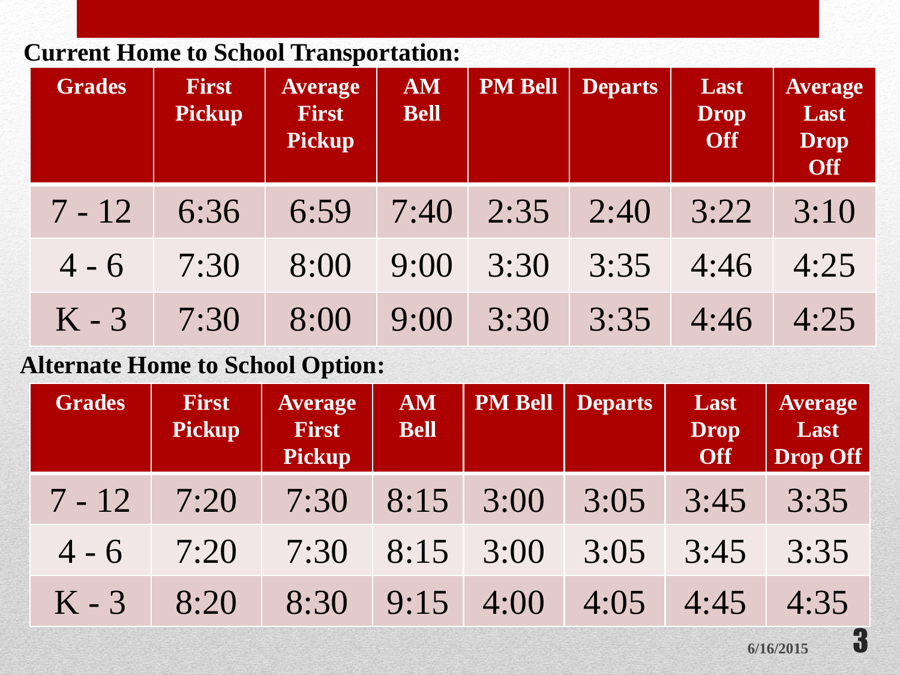**Current Home to School Transportation:**

| Grades | First Pickup | Average First Pickup | AM Bell | PM Bell | Departs | Last Drop Off | Average Last Drop Off |
|---|---|---|---|---|---|---|---|
| 7 - 12 | 6:36 | 6:59 | 7:40 | 2:35 | 2:40 | 3:22 | 3:10 |
| 4 - 6 | 7:30 | 8:00 | 9:00 | 3:30 | 3:35 | 4:46 | 4:25 |
| K - 3 | 7:30 | 8:00 | 9:00 | 3:30 | 3:35 | 4:46 | 4:25 |

**Alternate Home to School Option:**

| Grades | First Pickup | Average First Pickup | AM Bell | PM Bell | Departs | Last Drop Off | Average Last Drop Off |
|---|---|---|---|---|---|---|---|
| 7 - 12 | 7:20 | 7:30 | 8:15 | 3:00 | 3:05 | 3:45 | 3:35 |
| 4 - 6 | 7:20 | 7:30 | 8:15 | 3:00 | 3:05 | 3:45 | 3:35 |
| K - 3 | 8:20 | 8:30 | 9:15 | 4:00 | 4:05 | 4:45 | 4:35 |

6/16/2015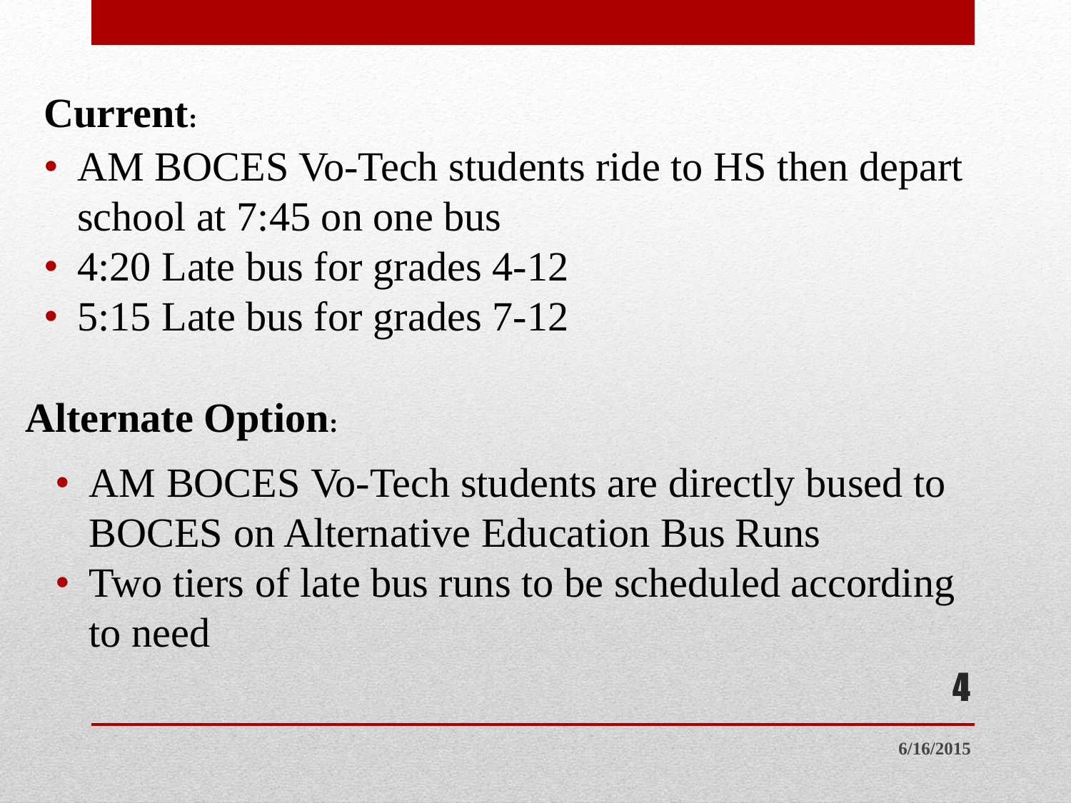**Current:**

- AM BOCES Vo-Tech students ride to HS then depart school at 7:45 on one bus
- 4:20 Late bus for grades 4-12
- 5:15 Late bus for grades 7-12

**Alternate Option:**

- AM BOCES Vo-Tech students are directly bused to BOCES on Alternative Education Bus Runs
- Two tiers of late bus runs to be scheduled according to need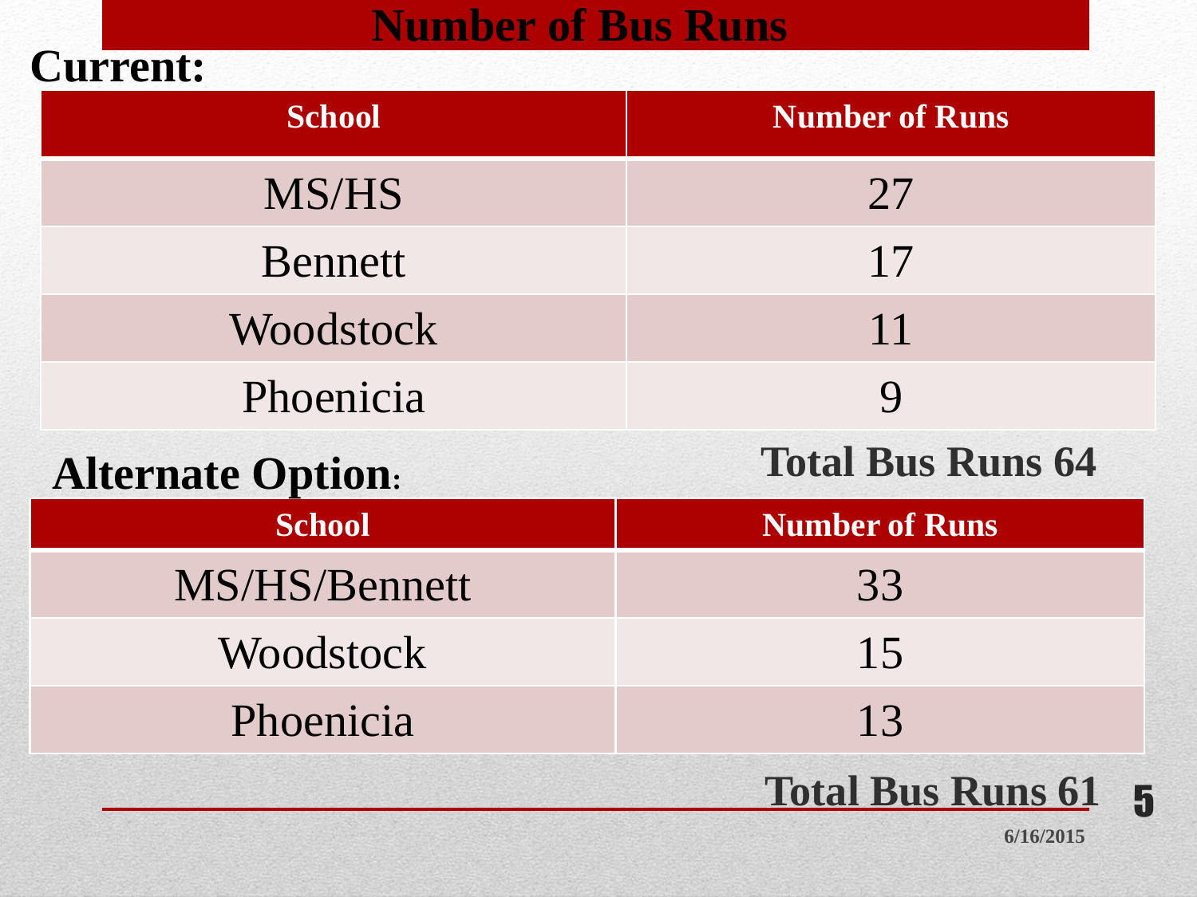# Number of Bus Runs

## Current:

| School | Number of Runs |
|---|---|
| MS/HS | 27 |
| Bennett | 17 |
| Woodstock | 11 |
| Phoenicia | 9 |

**Total Bus Runs 64**

## Alternate Option:

| School | Number of Runs |
|---|---|
| MS/HS/Bennett | 33 |
| Woodstock | 15 |
| Phoenicia | 13 |

**Total Bus Runs 61**

6/16/2015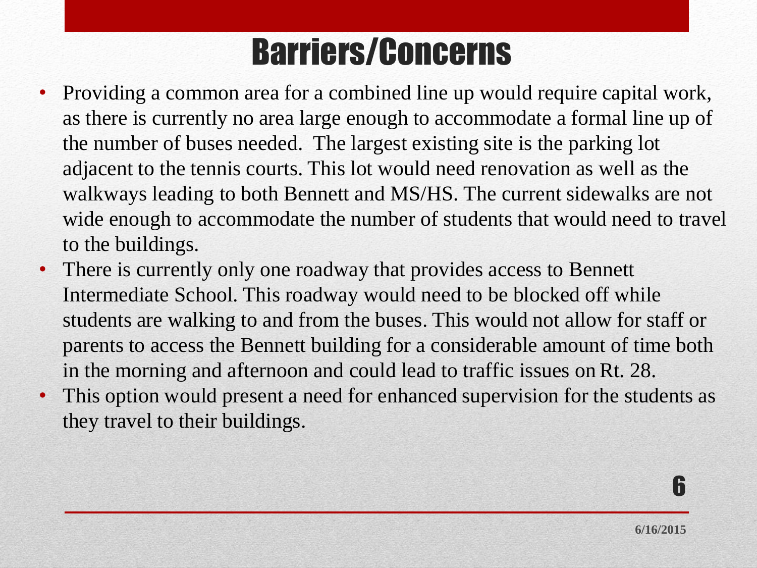# Barriers/Concerns

- Providing a common area for a combined line up would require capital work, as there is currently no area large enough to accommodate a formal line up of the number of buses needed. The largest existing site is the parking lot adjacent to the tennis courts. This lot would need renovation as well as the walkways leading to both Bennett and MS/HS. The current sidewalks are not wide enough to accommodate the number of students that would need to travel to the buildings.
- There is currently only one roadway that provides access to Bennett Intermediate School. This roadway would need to be blocked off while students are walking to and from the buses. This would not allow for staff or parents to access the Bennett building for a considerable amount of time both in the morning and afternoon and could lead to traffic issues on Rt. 28.
- This option would present a need for enhanced supervision for the students as they travel to their buildings.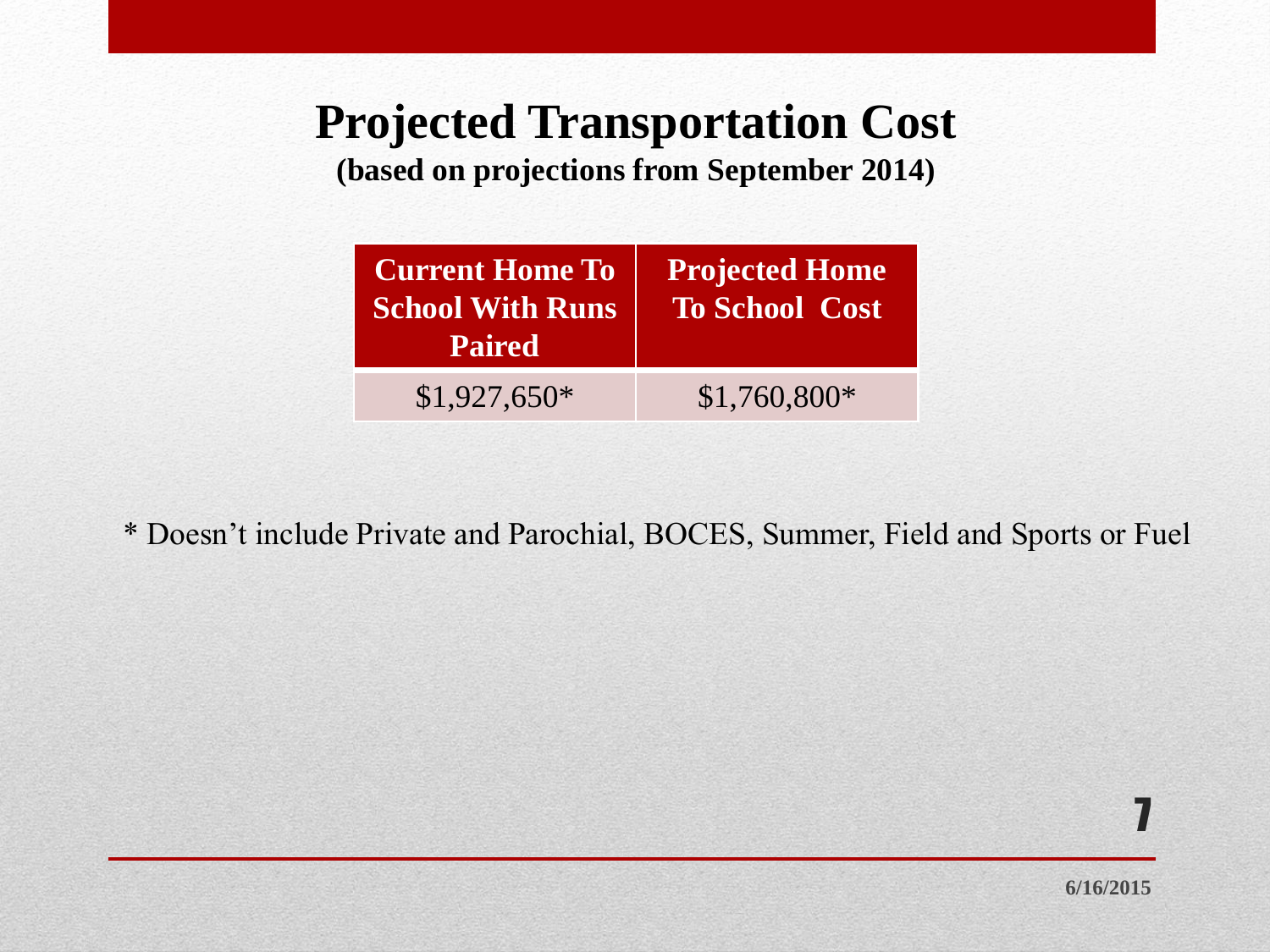# Projected Transportation Cost

**(based on projections from September 2014)**

| Current Home To School With Runs Paired | Projected Home To School Cost |
| --- | --- |
| $1,927,650* | $1,760,800* |

* Doesn't include Private and Parochial, BOCES, Summer, Field and Sports or Fuel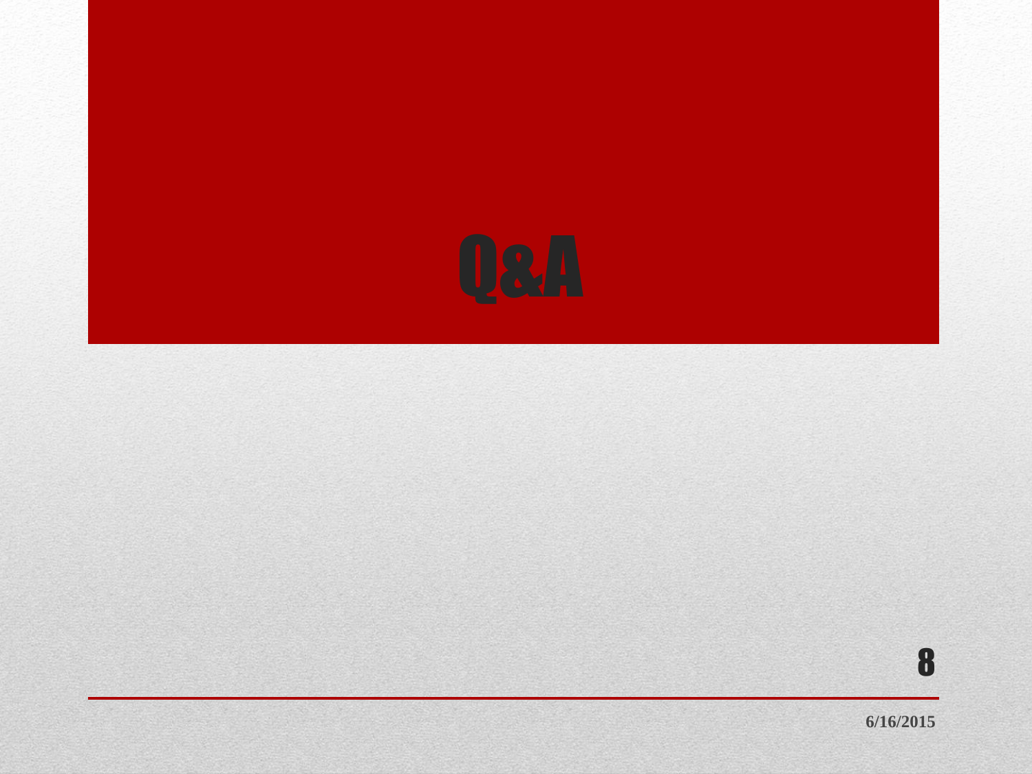# Q&A